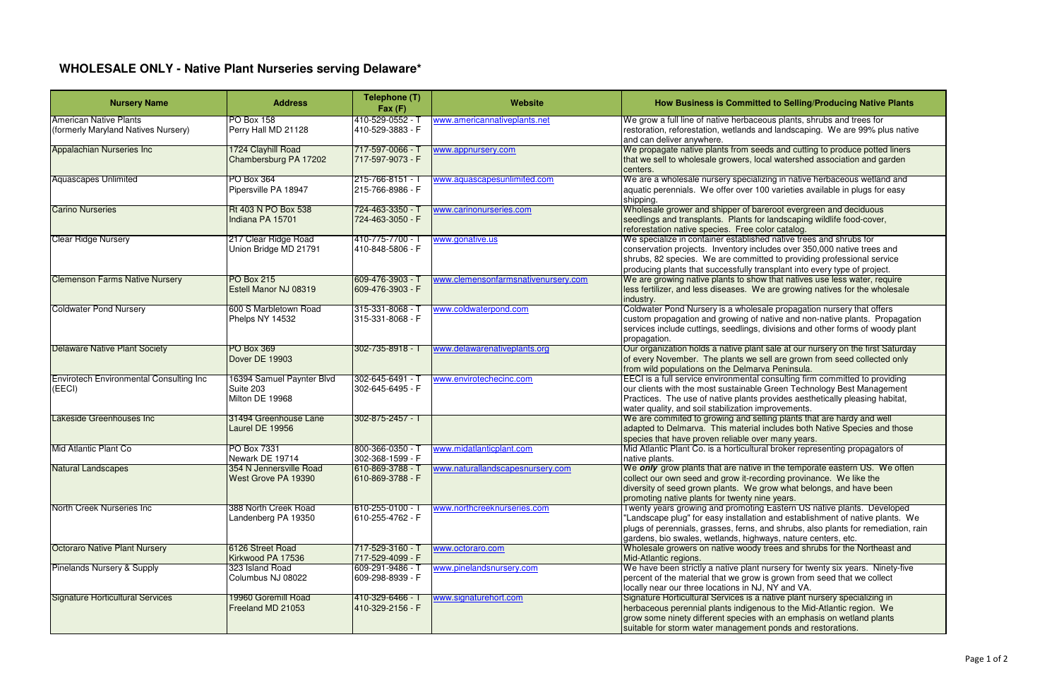## WHOLESALE ONLY - Native Plant Nurseries serving Delaware*

| Nursery Name | Address | Telephone (T) Fax (F) | Website | How Business is Committed to Selling/Producing Native Plants |
|---|---|---|---|---|
| American Native Plants (formerly Maryland Natives Nursery) | PO Box 158 Perry Hall MD 21128 | 410-529-0552 - T 410-529-3883 - F | www.americannativeplants.net | We grow a full line of native herbaceous plants, shrubs and trees for restoration, reforestation, wetlands and landscaping. We are 99% plus native and can deliver anywhere. |
| Appalachian Nurseries Inc | 1724 Clayhill Road Chambersburg PA 17202 | 717-597-0066 - T 717-597-9073 - F | www.appnursery.com | We propagate native plants from seeds and cutting to produce potted liners that we sell to wholesale growers, local watershed association and garden centers. |
| Aquascapes Unlimited | PO Box 364 Pipersville PA 18947 | 215-766-8151 - T 215-766-8986 - F | www.aquascapesunlimited.com | We are a wholesale nursery specializing in native herbaceous wetland and aquatic perennials. We offer over 100 varieties available in plugs for easy shipping. |
| Carino Nurseries | Rt 403 N PO Box 538 Indiana PA 15701 | 724-463-3350 - T 724-463-3050 - F | www.carinonurseries.com | Wholesale grower and shipper of bareroot evergreen and deciduous seedlings and transplants. Plants for landscaping wildlife food-cover, reforestation native species. Free color catalog. |
| Clear Ridge Nursery | 217 Clear Ridge Road Union Bridge MD 21791 | 410-775-7700 - T 410-848-5806 - F | www.gonative.us | We specialize in container established native trees and shrubs for conservation projects. Inventory includes over 350,000 native trees and shrubs, 82 species. We are committed to providing professional service producing plants that successfully transplant into every type of project. |
| Clemenson Farms Native Nursery | PO Box 215 Estell Manor NJ 08319 | 609-476-3903 - T 609-476-3903 - F | www.clemensonfarmsnativenursery.com | We are growing native plants to show that natives use less water, require less fertilizer, and less diseases. We are growing natives for the wholesale industry. |
| Coldwater Pond Nursery | 600 S Marbletown Road Phelps NY 14532 | 315-331-8068 - T 315-331-8068 - F | www.coldwaterpond.com | Coldwater Pond Nursery is a wholesale propagation nursery that offers custom propagation and growing of native and non-native plants. Propagation services include cuttings, seedlings, divisions and other forms of woody plant propagation. |
| Delaware Native Plant Society | PO Box 369 Dover DE 19903 | 302-735-8918 - T | www.delawarenativeplants.org | Our organization holds a native plant sale at our nursery on the first Saturday of every November. The plants we sell are grown from seed collected only from wild populations on the Delmarva Peninsula. |
| Envirotech Environmental Consulting Inc (EECI) | 16394 Samuel Paynter Blvd Suite 203 Milton DE 19968 | 302-645-6491 - T 302-645-6495 - F | www.envirotechecinc.com | EECI is a full service environmental consulting firm committed to providing our clients with the most sustainable Green Technology Best Management Practices. The use of native plants provides aesthetically pleasing habitat, water quality, and soil stabilization improvements. |
| Lakeside Greenhouses Inc | 31494 Greenhouse Lane Laurel DE 19956 | 302-875-2457 - T | | We are commited to growing and selling plants that are hardy and well adapted to Delmarva. This material includes both Native Species and those species that have proven reliable over many years. |
| Mid Atlantic Plant Co | PO Box 7331 Newark DE 19714 | 800-366-0350 - T 302-368-1599 - F | www.midatlanticplant.com | Mid Atlantic Plant Co. is a horticultural broker representing propagators of native plants. |
| Natural Landscapes | 354 N Jennersville Road West Grove PA 19390 | 610-869-3788 - T 610-869-3788 - F | www.naturallandscapesnursery.com | We ***only*** grow plants that are native in the temporate eastern US. We often collect our own seed and grow it-recording provinance. We like the diversity of seed grown plants. We grow what belongs, and have been promoting native plants for twenty nine years. |
| North Creek Nurseries Inc | 388 North Creek Road Landenberg PA 19350 | 610-255-0100 - T 610-255-4762 - F | www.northcreeknurseries.com | Twenty years growing and promoting Eastern US native plants. Developed "Landscape plug" for easy installation and establishment of native plants. We plugs of perennials, grasses, ferns, and shrubs, also plants for remediation, rain gardens, bio swales, wetlands, highways, nature centers, etc. |
| Octoraro Native Plant Nursery | 6126 Street Road Kirkwood PA 17536 | 717-529-3160 - T 717-529-4099 - F | www.octoraro.com | Wholesale growers on native woody trees and shrubs for the Northeast and Mid-Atlantic regions. |
| Pinelands Nursery & Supply | 323 Island Road Columbus NJ 08022 | 609-291-9486 - T 609-298-8939 - F | www.pinelandsnursery.com | We have been strictly a native plant nursery for twenty six years. Ninety-five percent of the material that we grow is grown from seed that we collect locally near our three locations in NJ, NY and VA. |
| Signature Horticultural Services | 19960 Goremill Road Freeland MD 21053 | 410-329-6466 - T 410-329-2156 - F | www.signaturehort.com | Signature Horticultural Services is a native plant nursery specializing in herbaceous perennial plants indigenous to the Mid-Atlantic region. We grow some ninety different species with an emphasis on wetland plants suitable for storm water management ponds and restorations. |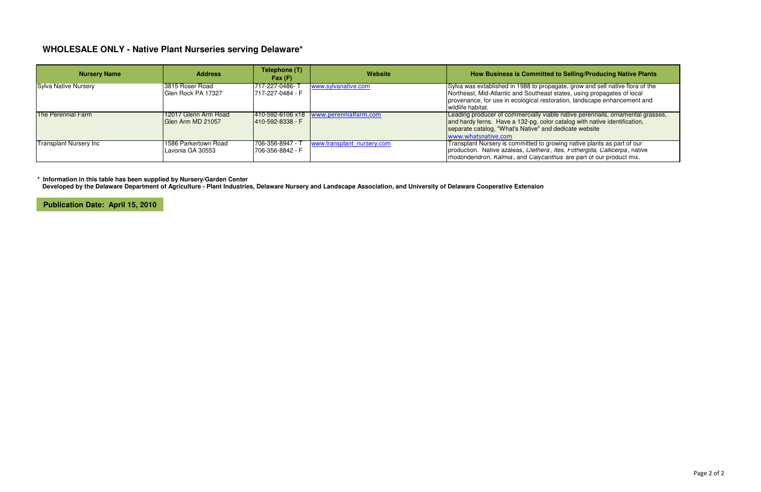## WHOLESALE ONLY - Native Plant Nurseries serving Delaware*

| Nursery Name | Address | Telephone (T) Fax (F) | Website | How Business is Committed to Selling/Producing Native Plants |
|---|---|---|---|---|
| Sylva Native Nursery | 3815 Roser Road Glen Rock PA 17327 | 717-227-0486- T 717-227-0484 - F | www.sylvanative.com | Sylva was extablished in 1988 to propagate, grow and sell native flora of the Northeast, Mid-Atlantic and Southeast states, using propagates of local provenance, for use in ecological restoration, landscape enhancement and wildlife habitat. |
| The Perennial Farm | 12017 Glenn Arm Road Glen Arm MD 21057 | 410-592-6106 x18 410-592-8338 - F | www.perennialfarm.com | Leading producer of commercially viable native perennails, ornamental grasses, and hardy ferns. Have a 132-pg. color catalog with native identification, separate catalog, "What's Native" and dedicate website www.whatsnative.com |
| Transplant Nursery Inc | 1586 Parkertown Road Lavonia GA 30553 | 706-356-8947 - T 706-356-8842 - F | www.transplant_nursery.com | Transplant Nursery is committed to growing native plants as part of our production. Native azaleas, *Clethera*, *Ites, Fothergilla, Callicerpa*, native rhodondendron, *Kalmia*, and *Calycanthus* are part of our product mix. |

**\* Information in this table has been supplied by Nursery/Garden Center**
**Developed by the Delaware Department of Agriculture - Plant Industries, Delaware Nursery and Landscape Association, and University of Delaware Cooperative Extension**

**Publication Date: April 15, 2010**